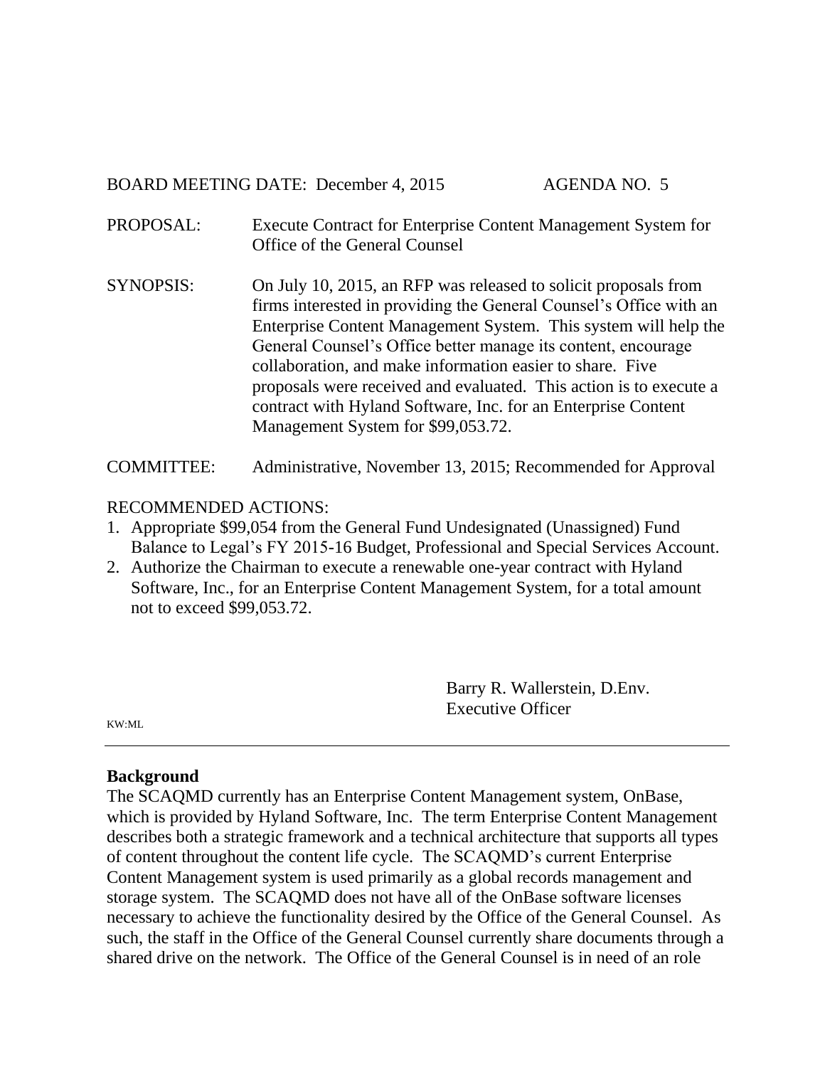BOARD MEETING DATE: December 4, 2015 AGENDA NO. 5

PROPOSAL: Execute Contract for Enterprise Content Management System for Office of the General Counsel

SYNOPSIS: On July 10, 2015, an RFP was released to solicit proposals from firms interested in providing the General Counsel's Office with an Enterprise Content Management System. This system will help the General Counsel's Office better manage its content, encourage collaboration, and make information easier to share. Five proposals were received and evaluated. This action is to execute a contract with Hyland Software, Inc. for an Enterprise Content Management System for $99,053.72.

COMMITTEE: Administrative, November 13, 2015; Recommended for Approval

RECOMMENDED ACTIONS:

1. Appropriate $99,054 from the General Fund Undesignated (Unassigned) Fund Balance to Legal's FY 2015-16 Budget, Professional and Special Services Account.
2. Authorize the Chairman to execute a renewable one-year contract with Hyland Software, Inc., for an Enterprise Content Management System, for a total amount not to exceed $99,053.72.

Barry R. Wallerstein, D.Env.
Executive Officer

KW:ML

---

**Background**

The SCAQMD currently has an Enterprise Content Management system, OnBase, which is provided by Hyland Software, Inc. The term Enterprise Content Management describes both a strategic framework and a technical architecture that supports all types of content throughout the content life cycle. The SCAQMD's current Enterprise Content Management system is used primarily as a global records management and storage system. The SCAQMD does not have all of the OnBase software licenses necessary to achieve the functionality desired by the Office of the General Counsel. As such, the staff in the Office of the General Counsel currently share documents through a shared drive on the network. The Office of the General Counsel is in need of an role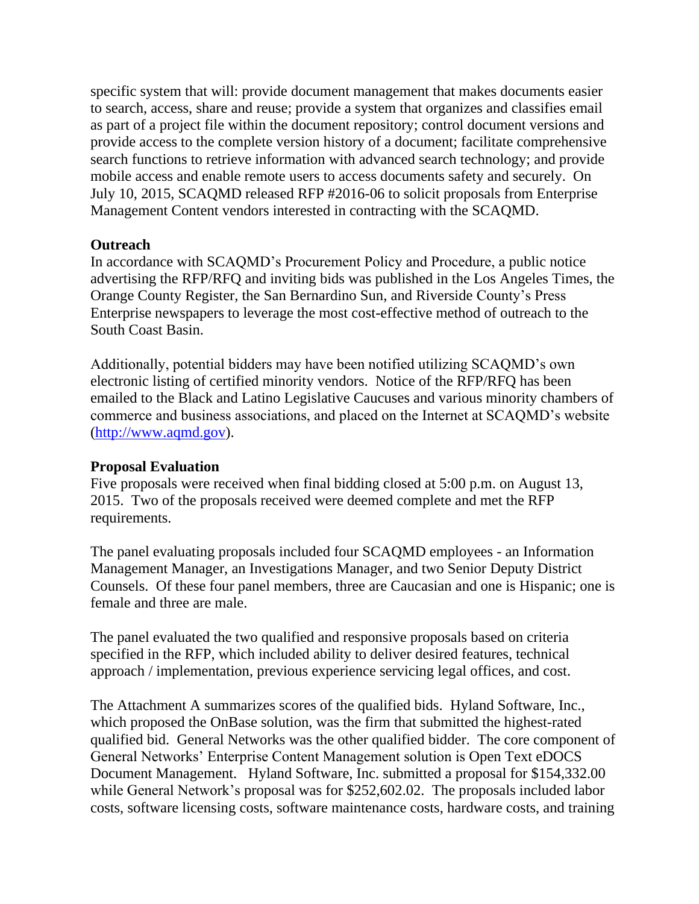specific system that will: provide document management that makes documents easier to search, access, share and reuse; provide a system that organizes and classifies email as part of a project file within the document repository; control document versions and provide access to the complete version history of a document; facilitate comprehensive search functions to retrieve information with advanced search technology; and provide mobile access and enable remote users to access documents safety and securely. On July 10, 2015, SCAQMD released RFP #2016-06 to solicit proposals from Enterprise Management Content vendors interested in contracting with the SCAQMD.

**Outreach**

In accordance with SCAQMD's Procurement Policy and Procedure, a public notice advertising the RFP/RFQ and inviting bids was published in the Los Angeles Times, the Orange County Register, the San Bernardino Sun, and Riverside County's Press Enterprise newspapers to leverage the most cost-effective method of outreach to the South Coast Basin.

Additionally, potential bidders may have been notified utilizing SCAQMD's own electronic listing of certified minority vendors. Notice of the RFP/RFQ has been emailed to the Black and Latino Legislative Caucuses and various minority chambers of commerce and business associations, and placed on the Internet at SCAQMD's website (http://www.aqmd.gov).

**Proposal Evaluation**

Five proposals were received when final bidding closed at 5:00 p.m. on August 13, 2015. Two of the proposals received were deemed complete and met the RFP requirements.

The panel evaluating proposals included four SCAQMD employees - an Information Management Manager, an Investigations Manager, and two Senior Deputy District Counsels. Of these four panel members, three are Caucasian and one is Hispanic; one is female and three are male.

The panel evaluated the two qualified and responsive proposals based on criteria specified in the RFP, which included ability to deliver desired features, technical approach / implementation, previous experience servicing legal offices, and cost.

The Attachment A summarizes scores of the qualified bids. Hyland Software, Inc., which proposed the OnBase solution, was the firm that submitted the highest-rated qualified bid. General Networks was the other qualified bidder. The core component of General Networks' Enterprise Content Management solution is Open Text eDOCS Document Management. Hyland Software, Inc. submitted a proposal for $154,332.00 while General Network's proposal was for $252,602.02. The proposals included labor costs, software licensing costs, software maintenance costs, hardware costs, and training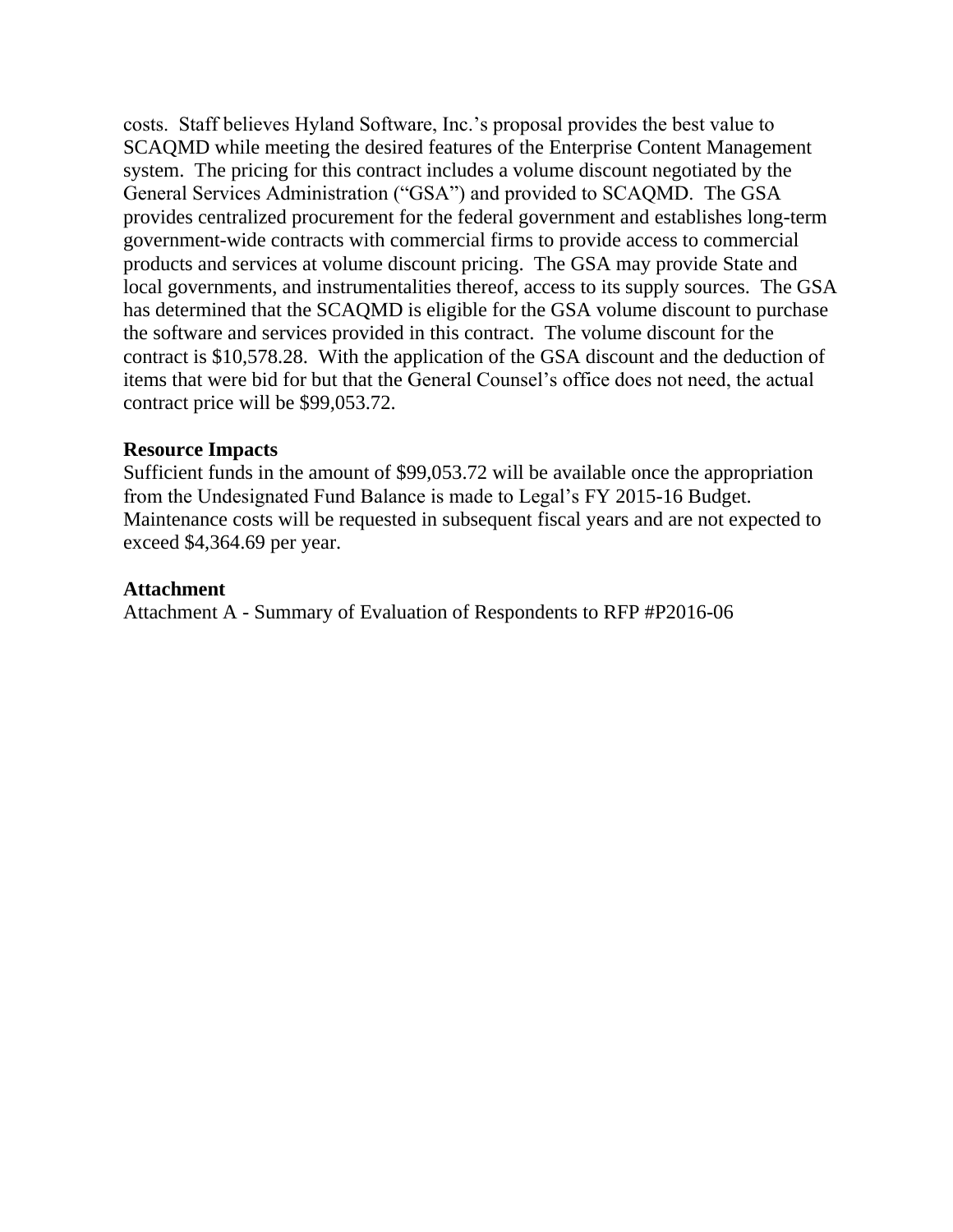costs. Staff believes Hyland Software, Inc.'s proposal provides the best value to SCAQMD while meeting the desired features of the Enterprise Content Management system. The pricing for this contract includes a volume discount negotiated by the General Services Administration ("GSA") and provided to SCAQMD. The GSA provides centralized procurement for the federal government and establishes long-term government-wide contracts with commercial firms to provide access to commercial products and services at volume discount pricing. The GSA may provide State and local governments, and instrumentalities thereof, access to its supply sources. The GSA has determined that the SCAQMD is eligible for the GSA volume discount to purchase the software and services provided in this contract. The volume discount for the contract is $10,578.28. With the application of the GSA discount and the deduction of items that were bid for but that the General Counsel's office does not need, the actual contract price will be $99,053.72.

**Resource Impacts**

Sufficient funds in the amount of $99,053.72 will be available once the appropriation from the Undesignated Fund Balance is made to Legal's FY 2015-16 Budget. Maintenance costs will be requested in subsequent fiscal years and are not expected to exceed $4,364.69 per year.

**Attachment**

Attachment A - Summary of Evaluation of Respondents to RFP #P2016-06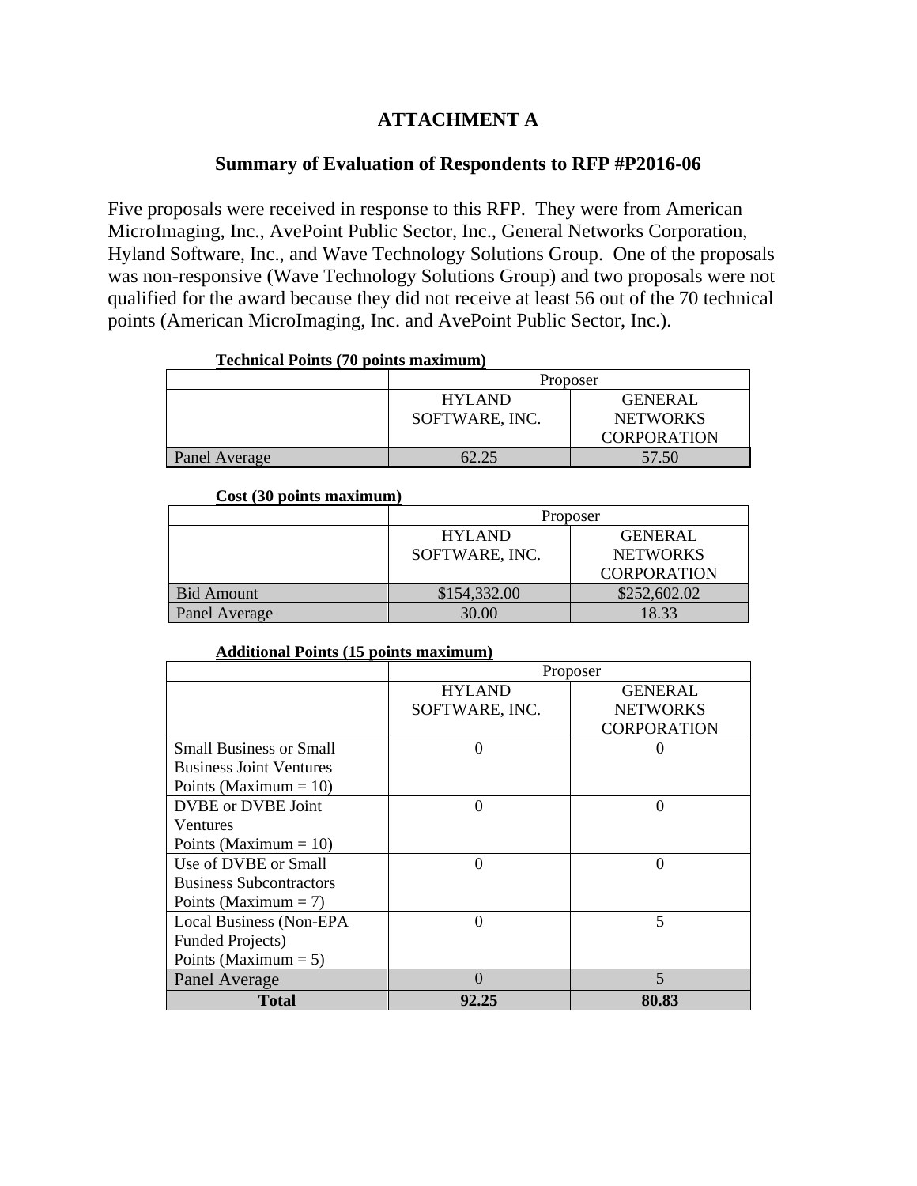# ATTACHMENT A

## Summary of Evaluation of Respondents to RFP #P2016-06

Five proposals were received in response to this RFP. They were from American MicroImaging, Inc., AvePoint Public Sector, Inc., General Networks Corporation, Hyland Software, Inc., and Wave Technology Solutions Group. One of the proposals was non-responsive (Wave Technology Solutions Group) and two proposals were not qualified for the award because they did not receive at least 56 out of the 70 technical points (American MicroImaging, Inc. and AvePoint Public Sector, Inc.).

**Technical Points (70 points maximum)**

| | Proposer | |
|---|---|---|
| | HYLAND SOFTWARE, INC. | GENERAL NETWORKS CORPORATION |
| Panel Average | 62.25 | 57.50 |

**Cost (30 points maximum)**

| | Proposer | |
|---|---|---|
| | HYLAND SOFTWARE, INC. | GENERAL NETWORKS CORPORATION |
| Bid Amount | $154,332.00 | $252,602.02 |
| Panel Average | 30.00 | 18.33 |

**Additional Points (15 points maximum)**

| | Proposer | |
|---|---|---|
| | HYLAND SOFTWARE, INC. | GENERAL NETWORKS CORPORATION |
| Small Business or Small Business Joint Ventures Points (Maximum = 10) | 0 | 0 |
| DVBE or DVBE Joint Ventures Points (Maximum = 10) | 0 | 0 |
| Use of DVBE or Small Business Subcontractors Points (Maximum = 7) | 0 | 0 |
| Local Business (Non-EPA Funded Projects) Points (Maximum = 5) | 0 | 5 |
| Panel Average | 0 | 5 |
| **Total** | **92.25** | **80.83** |